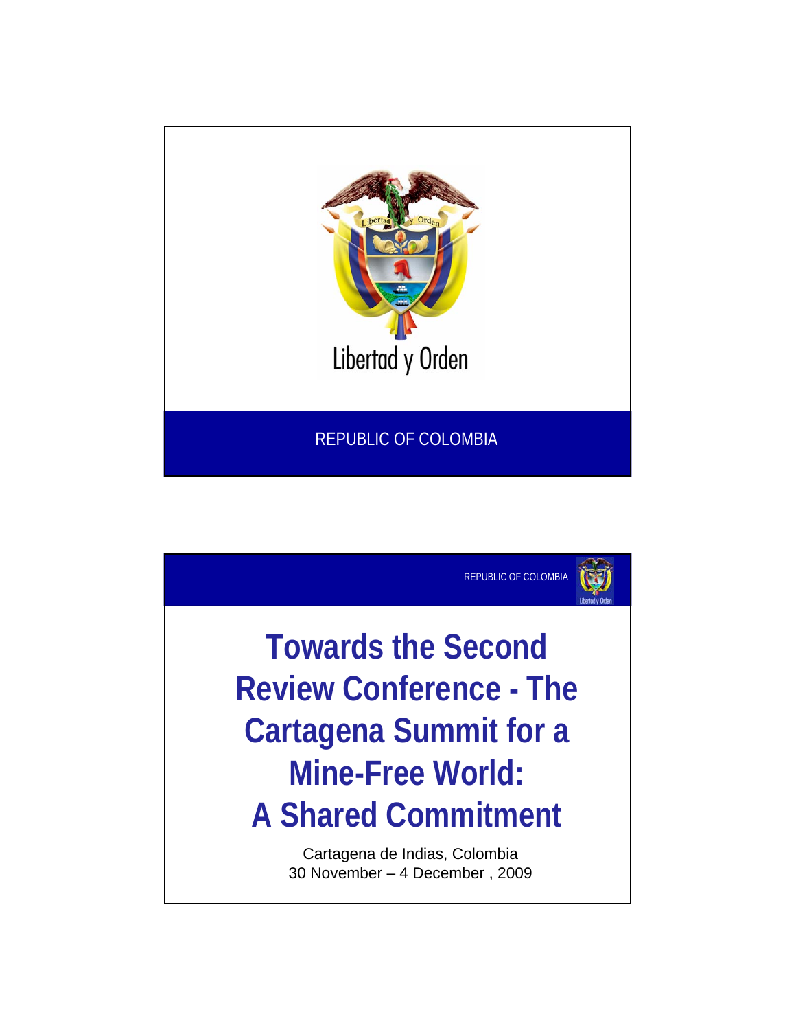Libertad y Orden

REPUBLIC OF COLOMBIA

REPUBLIC OF COLOMBIA

# Towards the Second Review Conference - The Cartagena Summit for a Mine-Free World: A Shared Commitment

Cartagena de Indias, Colombia
30 November – 4 December , 2009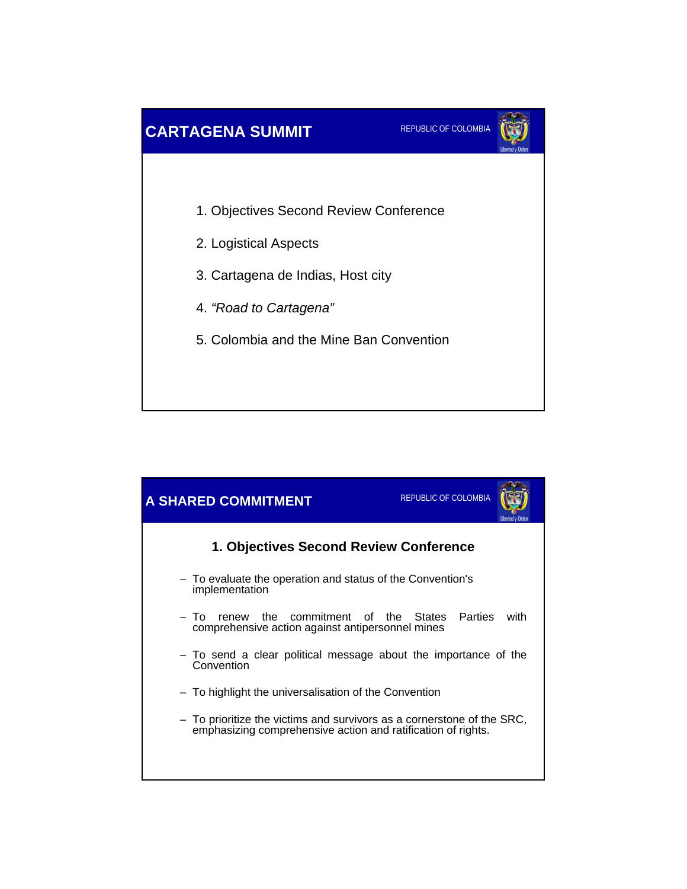## CARTAGENA SUMMIT

REPUBLIC OF COLOMBIA

1. Objectives Second Review Conference
2. Logistical Aspects
3. Cartagena de Indias, Host city
4. *"Road to Cartagena"*
5. Colombia and the Mine Ban Convention

## A SHARED COMMITMENT

REPUBLIC OF COLOMBIA

### 1. Objectives Second Review Conference

- To evaluate the operation and status of the Convention's implementation
- To renew the commitment of the States Parties with comprehensive action against antipersonnel mines
- To send a clear political message about the importance of the Convention
- To highlight the universalisation of the Convention
- To prioritize the victims and survivors as a cornerstone of the SRC, emphasizing comprehensive action and ratification of rights.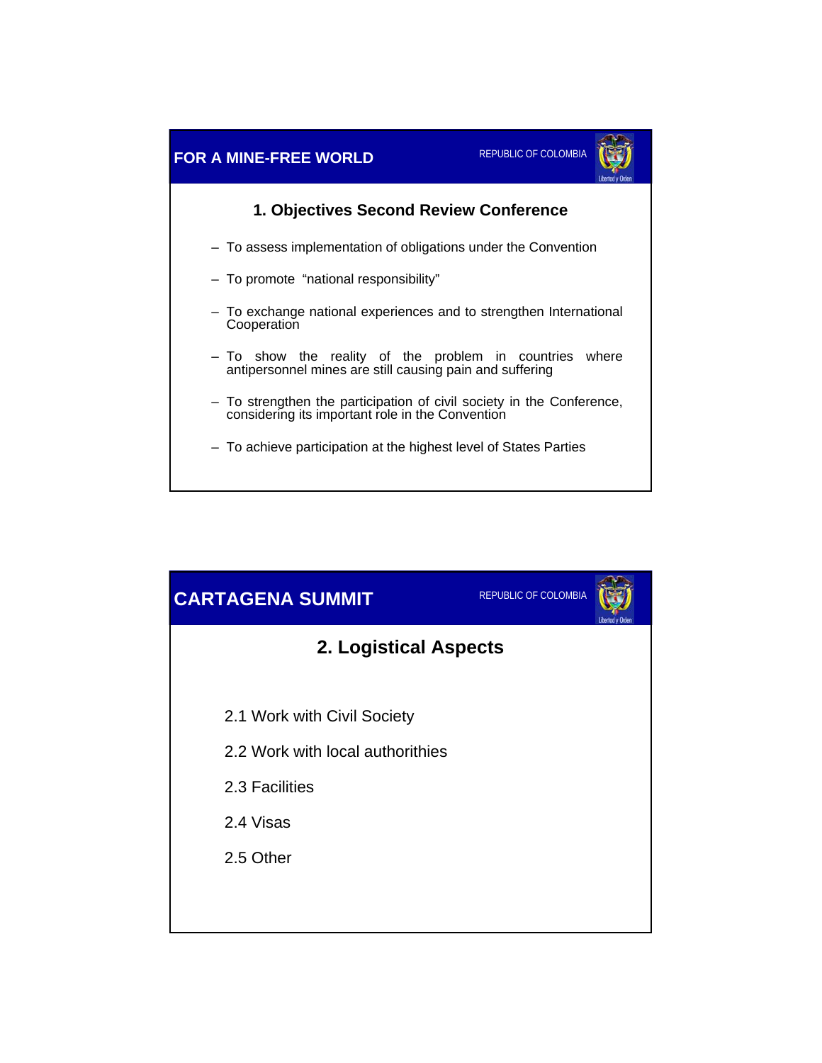FOR A MINE-FREE WORLD

REPUBLIC OF COLOMBIA

Libertad y Orden

## 1. Objectives Second Review Conference

- To assess implementation of obligations under the Convention
- To promote "national responsibility"
- To exchange national experiences and to strengthen International Cooperation
- To show the reality of the problem in countries where antipersonnel mines are still causing pain and suffering
- To strengthen the participation of civil society in the Conference, considering its important role in the Convention
- To achieve participation at the highest level of States Parties

CARTAGENA SUMMIT

REPUBLIC OF COLOMBIA

Libertad y Orden

## 2. Logistical Aspects

2.1 Work with Civil Society

2.2 Work with local authorithies

2.3 Facilities

2.4 Visas

2.5 Other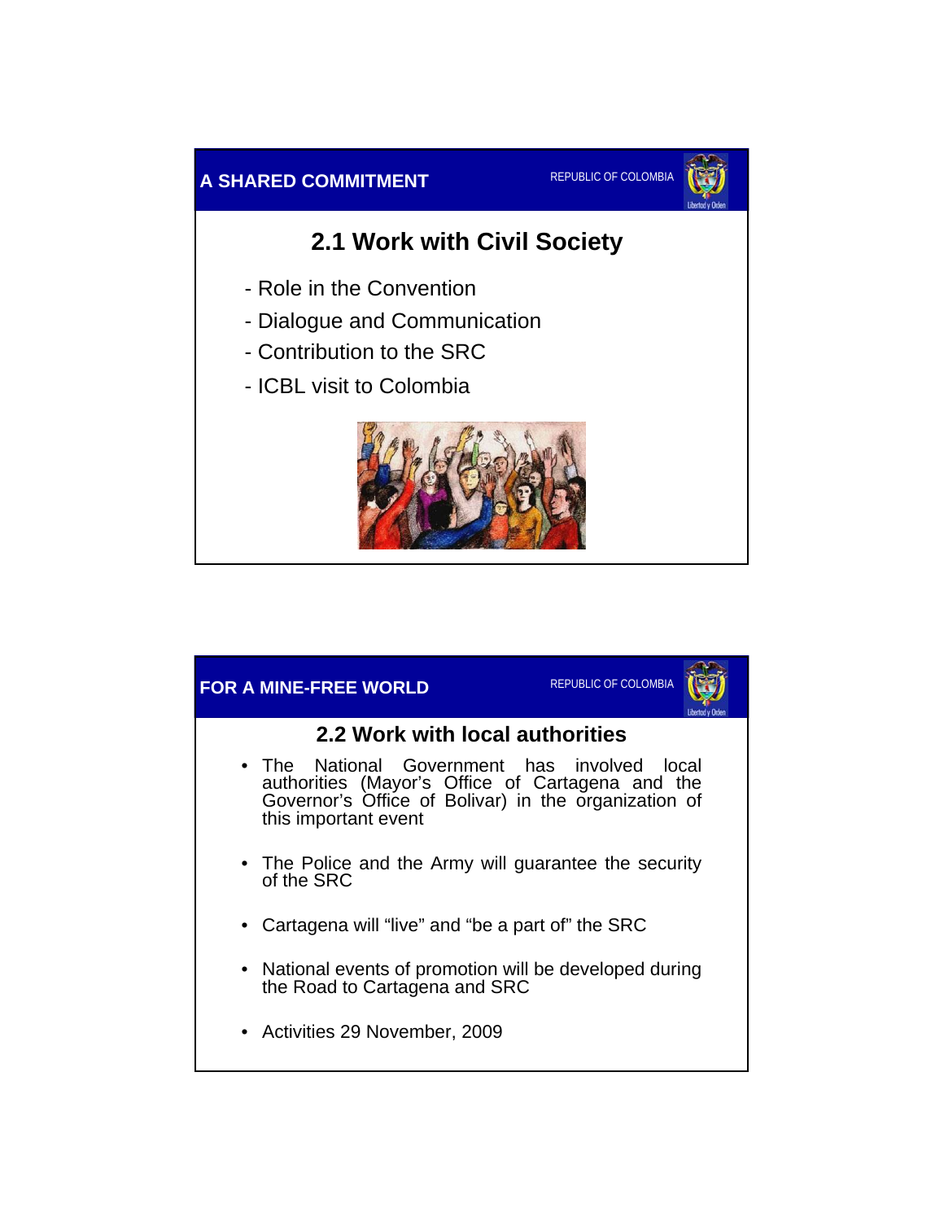A SHARED COMMITMENT

REPUBLIC OF COLOMBIA

## 2.1 Work with Civil Society

- Role in the Convention
- Dialogue and Communication
- Contribution to the SRC
- ICBL visit to Colombia

FOR A MINE-FREE WORLD

REPUBLIC OF COLOMBIA

## 2.2 Work with local authorities

- The National Government has involved local authorities (Mayor's Office of Cartagena and the Governor's Office of Bolivar) in the organization of this important event
- The Police and the Army will guarantee the security of the SRC
- Cartagena will "live" and "be a part of" the SRC
- National events of promotion will be developed during the Road to Cartagena and SRC
- Activities 29 November, 2009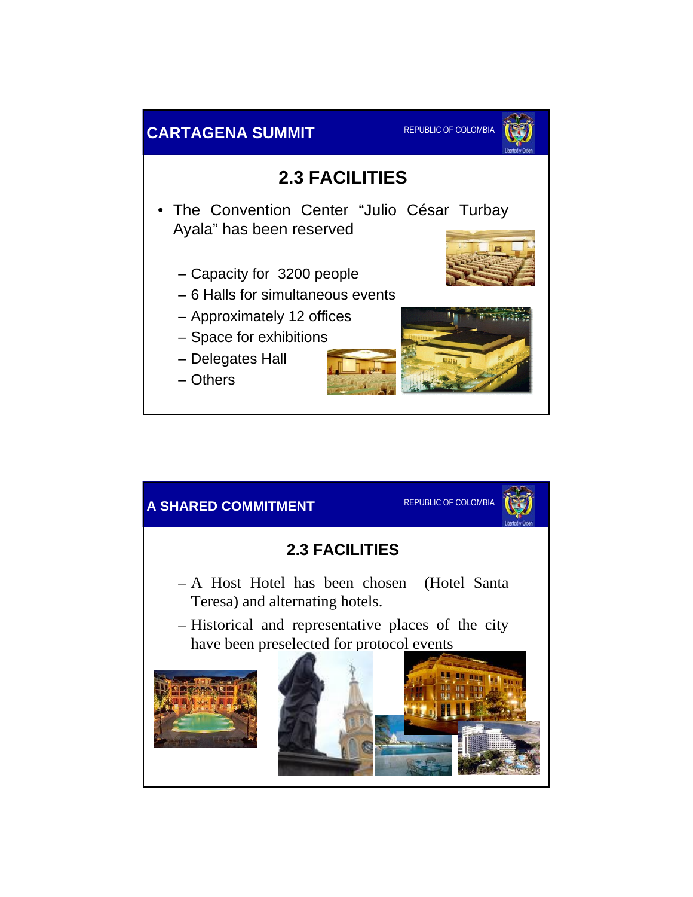## CARTAGENA SUMMIT

REPUBLIC OF COLOMBIA

### 2.3 FACILITIES

- The Convention Center "Julio César Turbay Ayala" has been reserved
  - Capacity for 3200 people
  - 6 Halls for simultaneous events
  - Approximately 12 offices
  - Space for exhibitions
  - Delegates Hall
  - Others

## A SHARED COMMITMENT

REPUBLIC OF COLOMBIA

### 2.3 FACILITIES

- A Host Hotel has been chosen (Hotel Santa Teresa) and alternating hotels.
- Historical and representative places of the city have been preselected for protocol events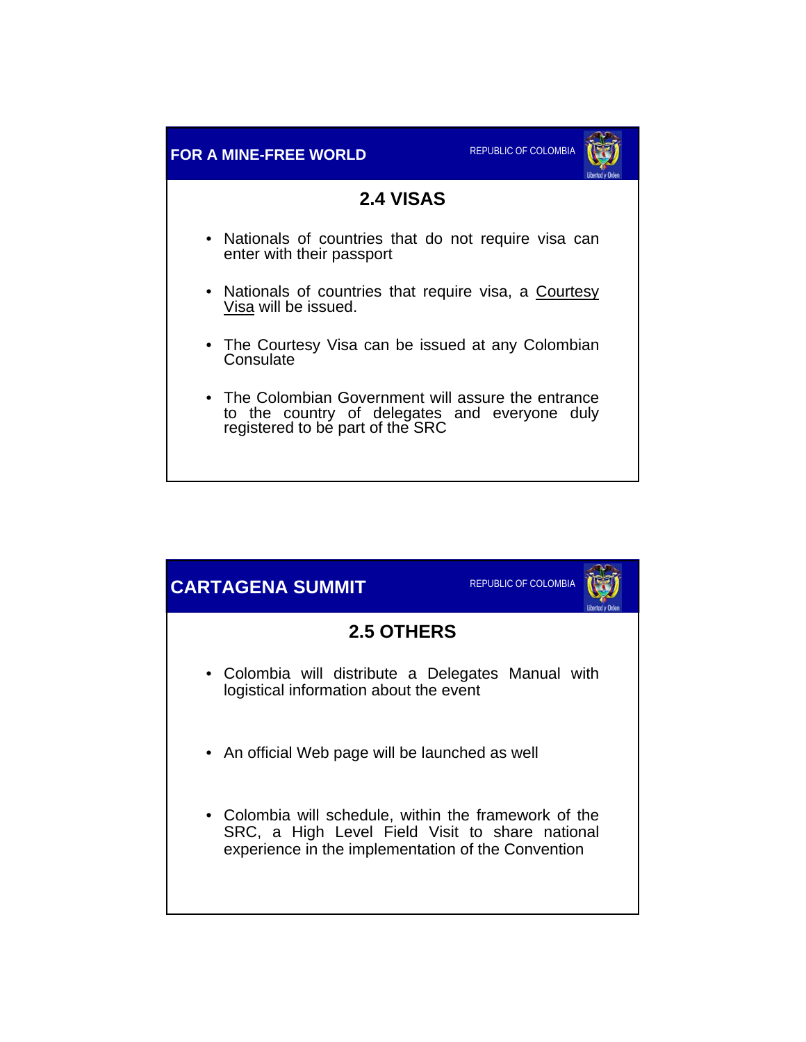FOR A MINE-FREE WORLD

REPUBLIC OF COLOMBIA

## 2.4 VISAS

- Nationals of countries that do not require visa can enter with their passport
- Nationals of countries that require visa, a Courtesy Visa will be issued.
- The Courtesy Visa can be issued at any Colombian Consulate
- The Colombian Government will assure the entrance to the country of delegates and everyone duly registered to be part of the SRC

CARTAGENA SUMMIT

REPUBLIC OF COLOMBIA

## 2.5 OTHERS

- Colombia will distribute a Delegates Manual with logistical information about the event
- An official Web page will be launched as well
- Colombia will schedule, within the framework of the SRC, a High Level Field Visit to share national experience in the implementation of the Convention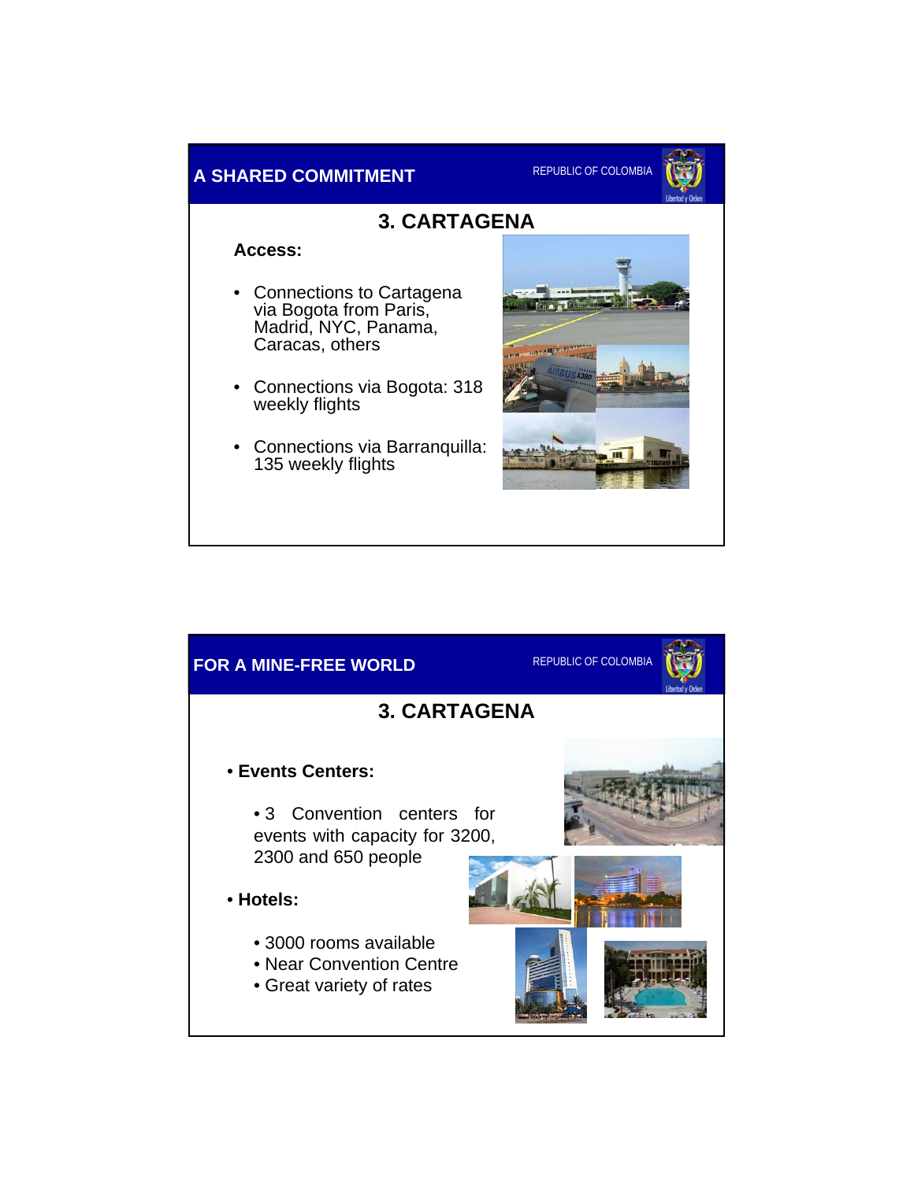## A SHARED COMMITMENT

REPUBLIC OF COLOMBIA

### 3. CARTAGENA

**Access:**

- Connections to Cartagena via Bogota from Paris, Madrid, NYC, Panama, Caracas, others
- Connections via Bogota: 318 weekly flights
- Connections via Barranquilla: 135 weekly flights

## FOR A MINE-FREE WORLD

REPUBLIC OF COLOMBIA

### 3. CARTAGENA

- **Events Centers:**
  - 3 Convention centers for events with capacity for 3200, 2300 and 650 people
- **Hotels:**
  - 3000 rooms available
  - Near Convention Centre
  - Great variety of rates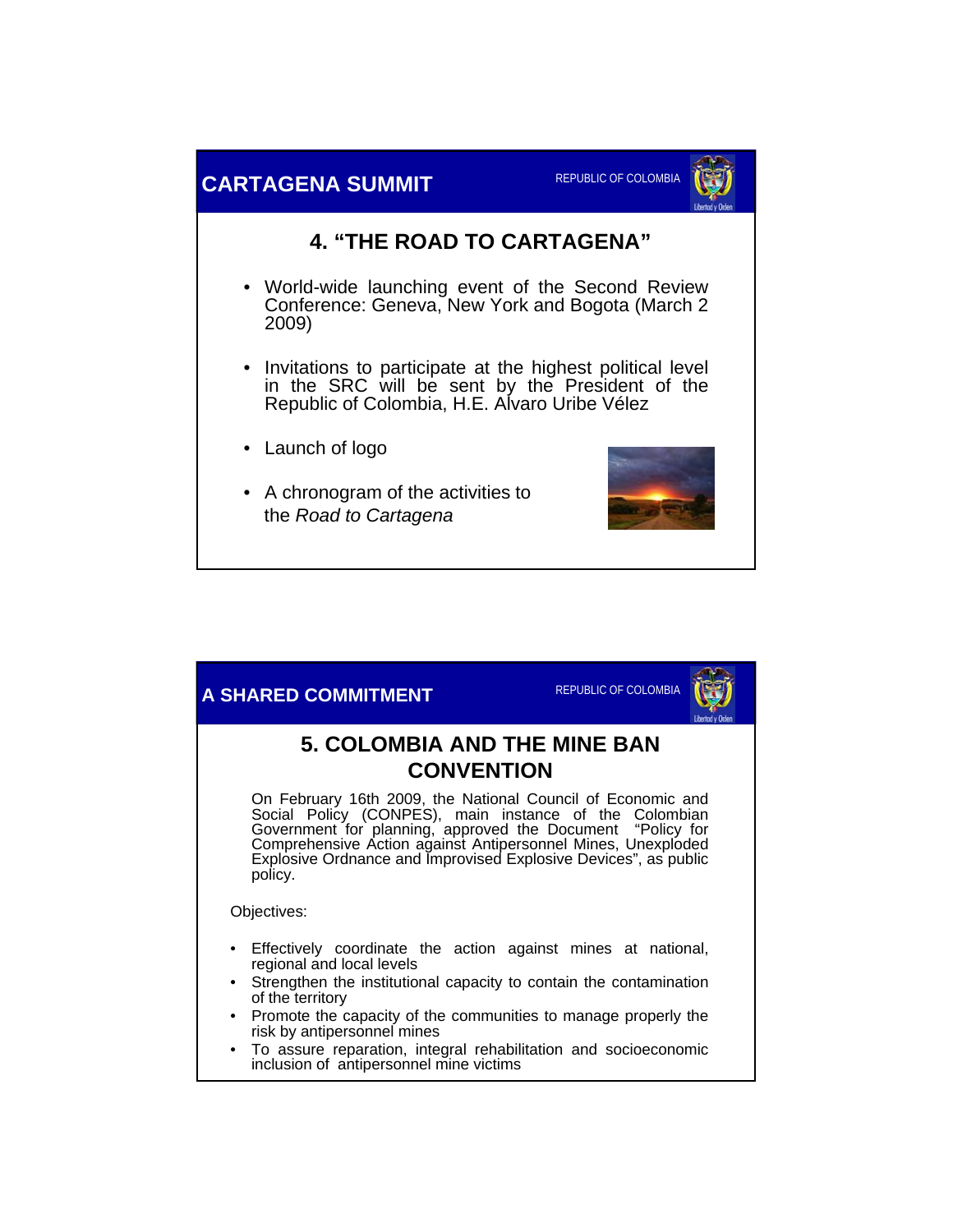## CARTAGENA SUMMIT

REPUBLIC OF COLOMBIA

### 4. "THE ROAD TO CARTAGENA"

- World-wide launching event of the Second Review Conference: Geneva, New York and Bogota (March 2 2009)
- Invitations to participate at the highest political level in the SRC will be sent by the President of the Republic of Colombia, H.E. Alvaro Uribe Vélez
- Launch of logo
- A chronogram of the activities to the *Road to Cartagena*

## A SHARED COMMITMENT

REPUBLIC OF COLOMBIA

### 5. COLOMBIA AND THE MINE BAN CONVENTION

On February 16th 2009, the National Council of Economic and Social Policy (CONPES), main instance of the Colombian Government for planning, approved the Document "Policy for Comprehensive Action against Antipersonnel Mines, Unexploded Explosive Ordnance and Improvised Explosive Devices", as public policy.

Objectives:

- Effectively coordinate the action against mines at national, regional and local levels
- Strengthen the institutional capacity to contain the contamination of the territory
- Promote the capacity of the communities to manage properly the risk by antipersonnel mines
- To assure reparation, integral rehabilitation and socioeconomic inclusion of antipersonnel mine victims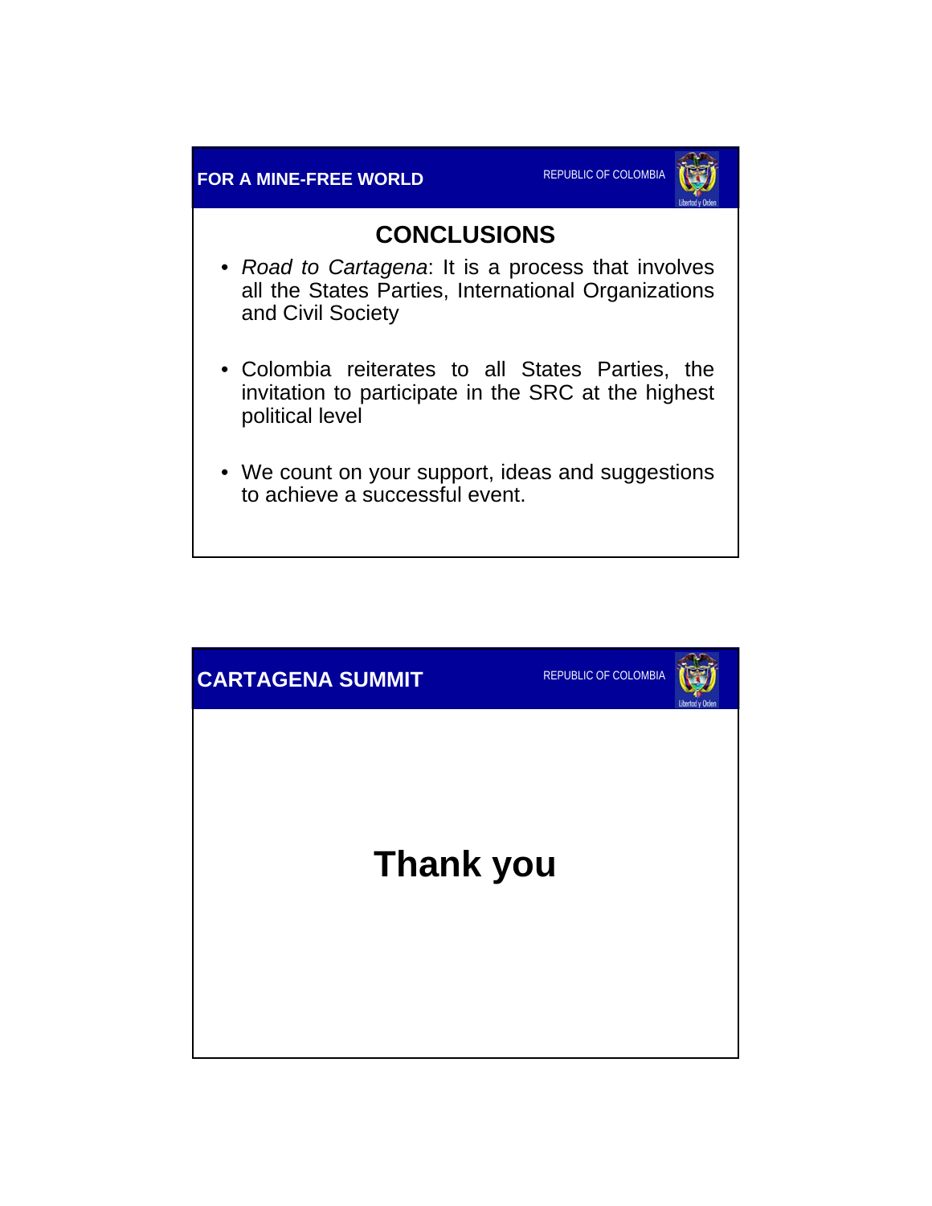FOR A MINE-FREE WORLD

REPUBLIC OF COLOMBIA

## CONCLUSIONS

- *Road to Cartagena*: It is a process that involves all the States Parties, International Organizations and Civil Society
- Colombia reiterates to all States Parties, the invitation to participate in the SRC at the highest political level
- We count on your support, ideas and suggestions to achieve a successful event.

CARTAGENA SUMMIT

REPUBLIC OF COLOMBIA

# Thank you